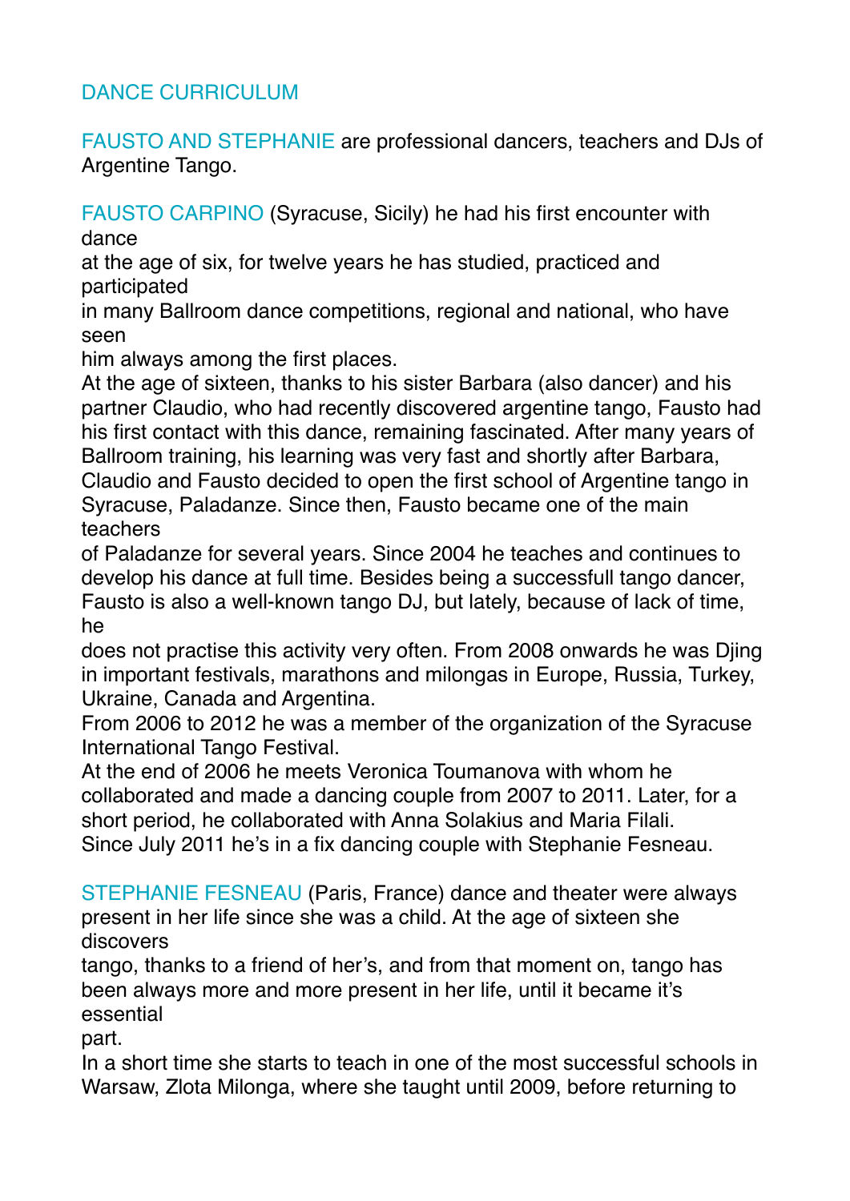# DANCE CURRICULUM

**FAUSTO AND STEPHANIE** are professional dancers, teachers and DJs of Argentine Tango.

**FAUSTO CARPINO** (Syracuse, Sicily) he had his first encounter with dance at the age of six, for twelve years he has studied, practiced and participated in many Ballroom dance competitions, regional and national, who have seen him always among the first places.
At the age of sixteen, thanks to his sister Barbara (also dancer) and his partner Claudio, who had recently discovered argentine tango, Fausto had his first contact with this dance, remaining fascinated. After many years of Ballroom training, his learning was very fast and shortly after Barbara, Claudio and Fausto decided to open the first school of Argentine tango in Syracuse, Paladanze. Since then, Fausto became one of the main teachers of Paladanze for several years. Since 2004 he teaches and continues to develop his dance at full time. Besides being a successfull tango dancer, Fausto is also a well-known tango DJ, but lately, because of lack of time, he does not practise this activity very often. From 2008 onwards he was Djing in important festivals, marathons and milongas in Europe, Russia, Turkey, Ukraine, Canada and Argentina.
From 2006 to 2012 he was a member of the organization of the Syracuse International Tango Festival.
At the end of 2006 he meets Veronica Toumanova with whom he collaborated and made a dancing couple from 2007 to 2011. Later, for a short period, he collaborated with Anna Solakius and Maria Filali.
Since July 2011 he's in a fix dancing couple with Stephanie Fesneau.

**STEPHANIE FESNEAU** (Paris, France) dance and theater were always present in her life since she was a child. At the age of sixteen she discovers tango, thanks to a friend of her's, and from that moment on, tango has been always more and more present in her life, until it became it's essential part.
In a short time she starts to teach in one of the most successful schools in Warsaw, Zlota Milonga, where she taught until 2009, before returning to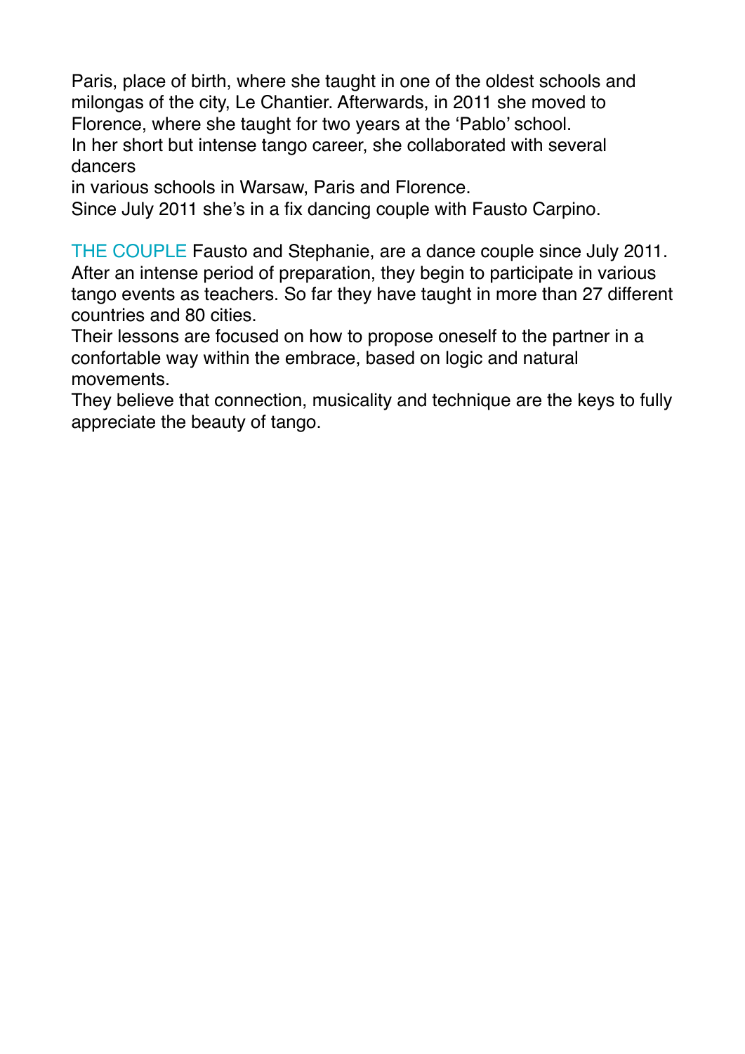Paris, place of birth, where she taught in one of the oldest schools and milongas of the city, Le Chantier. Afterwards, in 2011 she moved to Florence, where she taught for two years at the 'Pablo' school.
In her short but intense tango career, she collaborated with several dancers
in various schools in Warsaw, Paris and Florence.
Since July 2011 she's in a fix dancing couple with Fausto Carpino.

THE COUPLE Fausto and Stephanie, are a dance couple since July 2011. After an intense period of preparation, they begin to participate in various tango events as teachers. So far they have taught in more than 27 different countries and 80 cities.
Their lessons are focused on how to propose oneself to the partner in a confortable way within the embrace, based on logic and natural movements.
They believe that connection, musicality and technique are the keys to fully appreciate the beauty of tango.